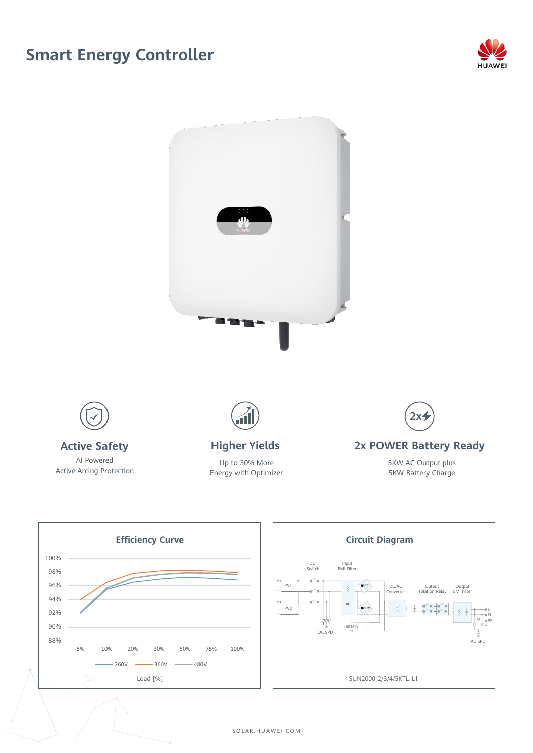# Smart Energy Controller

### Active Safety

AI Powered
Active Arcing Protection

### Higher Yields

Up to 30% More
Energy with Optimizer

### 2x POWER Battery Ready

5KW AC Output plus
5KW Battery Charge

## Efficiency Curve

Load [%]: 5%, 10%, 20%, 30%, 50%, 75%, 100%

Efficiency: 88% – 100%

Legend: 260V, 360V, 480V

## Circuit Diagram

DC Switch, Input EMI Filter, PV1, PV2, MPPT1, MPPT2, DC/AC Converter, Output Isolation Relay, Output EMI Filter, DC SPD, Battery, AC SPD, L, N, PE

SUN2000-2/3/4/5KTL-L1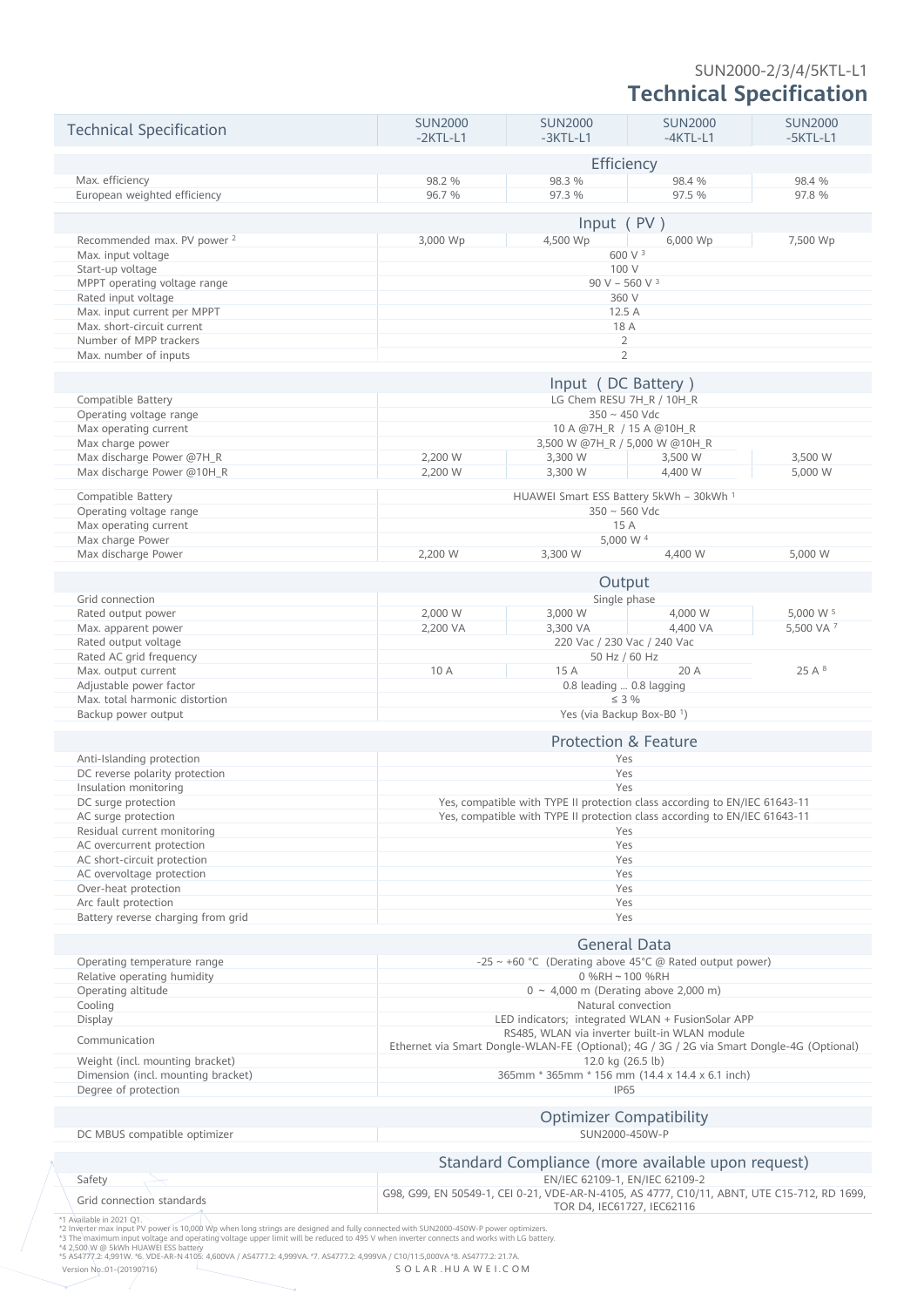SUN2000-2/3/4/5KTL-L1

# Technical Specification

| Technical Specification | SUN2000 -2KTL-L1 | SUN2000 -3KTL-L1 | SUN2000 -4KTL-L1 | SUN2000 -5KTL-L1 |
|---|---|---|---|---|
| **Efficiency** | | | | |
| Max. efficiency | 98.2 % | 98.3 % | 98.4 % | 98.4 % |
| European weighted efficiency | 96.7 % | 97.3 % | 97.5 % | 97.8 % |
| **Input (PV)** | | | | |
| Recommended max. PV power [2] | 3,000 Wp | 4,500 Wp | 6,000 Wp | 7,500 Wp |
| Max. input voltage | 600 V [3] | | | |
| Start-up voltage | 100 V | | | |
| MPPT operating voltage range | 90 V – 560 V [3] | | | |
| Rated input voltage | 360 V | | | |
| Max. input current per MPPT | 12.5 A | | | |
| Max. short-circuit current | 18 A | | | |
| Number of MPP trackers | 2 | | | |
| Max. number of inputs | 2 | | | |
| **Input (DC Battery)** | | | | |
| Compatible Battery | LG Chem RESU 7H_R / 10H_R | | | |
| Operating voltage range | 350 ~ 450 Vdc | | | |
| Max operating current | 10 A @7H_R / 15 A @10H_R | | | |
| Max charge power | 3,500 W @7H_R / 5,000 W @10H_R | | | |
| Max discharge Power @7H_R | 2,200 W | 3,300 W | 3,500 W | 3,500 W |
| Max discharge Power @10H_R | 2,200 W | 3,300 W | 4,400 W | 5,000 W |
| Compatible Battery | HUAWEI Smart ESS Battery 5kWh – 30kWh [1] | | | |
| Operating voltage range | 350 ~ 560 Vdc | | | |
| Max operating current | 15 A | | | |
| Max charge Power | 5,000 W [4] | | | |
| Max discharge Power | 2,200 W | 3,300 W | 4,400 W | 5,000 W |
| **Output** | | | | |
| Grid connection | Single phase | | | |
| Rated output power | 2,000 W | 3,000 W | 4,000 W | 5,000 W [5] |
| Max. apparent power | 2,200 VA | 3,300 VA | 4,400 VA | 5,500 VA [7] |
| Rated output voltage | 220 Vac / 230 Vac / 240 Vac | | | |
| Rated AC grid frequency | 50 Hz / 60 Hz | | | |
| Max. output current | 10 A | 15 A | 20 A | 25 A [8] |
| Adjustable power factor | 0.8 leading ... 0.8 lagging | | | |
| Max. total harmonic distortion | ≤ 3 % | | | |
| Backup power output | Yes (via Backup Box-B0 [1]) | | | |
| **Protection & Feature** | | | | |
| Anti-Islanding protection | Yes | | | |
| DC reverse polarity protection | Yes | | | |
| Insulation monitoring | Yes | | | |
| DC surge protection | Yes, compatible with TYPE II protection class according to EN/IEC 61643-11 | | | |
| AC surge protection | Yes, compatible with TYPE II protection class according to EN/IEC 61643-11 | | | |
| Residual current monitoring | Yes | | | |
| AC overcurrent protection | Yes | | | |
| AC short-circuit protection | Yes | | | |
| AC overvoltage protection | Yes | | | |
| Over-heat protection | Yes | | | |
| Arc fault protection | Yes | | | |
| Battery reverse charging from grid | Yes | | | |
| **General Data** | | | | |
| Operating temperature range | -25 ~ +60 °C (Derating above 45°C @ Rated output power) | | | |
| Relative operating humidity | 0 %RH ~ 100 %RH | | | |
| Operating altitude | 0 ~ 4,000 m (Derating above 2,000 m) | | | |
| Cooling | Natural convection | | | |
| Display | LED indicators; integrated WLAN + FusionSolar APP | | | |
| Communication | RS485, WLAN via inverter built-in WLAN module; Ethernet via Smart Dongle-WLAN-FE (Optional); 4G / 3G / 2G via Smart Dongle-4G (Optional) | | | |
| Weight (incl. mounting bracket) | 12.0 kg (26.5 lb) | | | |
| Dimension (incl. mounting bracket) | 365mm * 365mm * 156 mm (14.4 x 14.4 x 6.1 inch) | | | |
| Degree of protection | IP65 | | | |
| **Optimizer Compatibility** | | | | |
| DC MBUS compatible optimizer | SUN2000-450W-P | | | |
| **Standard Compliance (more available upon request)** | | | | |
| Safety | EN/IEC 62109-1, EN/IEC 62109-2 | | | |
| Grid connection standards | G98, G99, EN 50549-1, CEI 0-21, VDE-AR-N-4105, AS 4777, C10/11, ABNT, UTE C15-712, RD 1699, TOR D4, IEC61727, IEC62116 | | | |

*1 Available in 2021 Q1.
*2 Inverter max input PV power is 10,000 Wp when long strings are designed and fully connected with SUN2000-450W-P power optimizers.
*3 The maximum input voltage and operating voltage upper limit will be reduced to 495 V when inverter connects and works with LG battery.
*4 2,500 W @ 5kWh HUAWEI ESS battery
*5 AS4777.2: 4,991W. *6. VDE-AR-N 4105: 4,600VA / AS4777.2: 4,999VA. *7. AS4777.2: 4,999VA / C10/11:5,000VA *8. AS4777.2: 21.7A.

Version No.:01-(20190716)

SOLAR.HUAWEI.COM